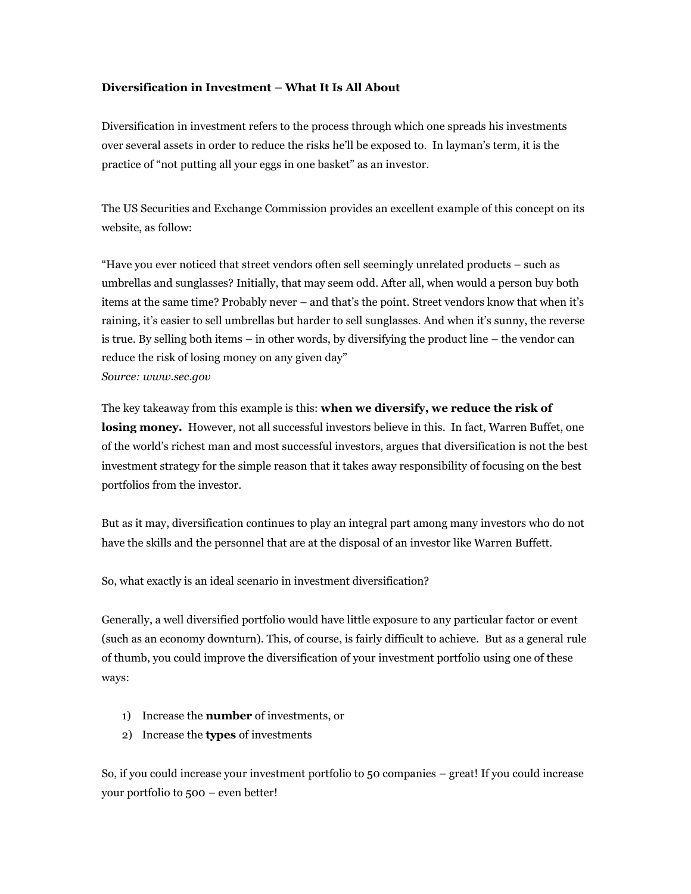**Diversification in Investment – What It Is All About**

Diversification in investment refers to the process through which one spreads his investments over several assets in order to reduce the risks he'll be exposed to. In layman's term, it is the practice of "not putting all your eggs in one basket" as an investor.

The US Securities and Exchange Commission provides an excellent example of this concept on its website, as follow:

"Have you ever noticed that street vendors often sell seemingly unrelated products – such as umbrellas and sunglasses? Initially, that may seem odd. After all, when would a person buy both items at the same time? Probably never – and that's the point. Street vendors know that when it's raining, it's easier to sell umbrellas but harder to sell sunglasses. And when it's sunny, the reverse is true. By selling both items – in other words, by diversifying the product line – the vendor can reduce the risk of losing money on any given day"
*Source: www.sec.gov*

The key takeaway from this example is this: **when we diversify, we reduce the risk of losing money.** However, not all successful investors believe in this. In fact, Warren Buffet, one of the world's richest man and most successful investors, argues that diversification is not the best investment strategy for the simple reason that it takes away responsibility of focusing on the best portfolios from the investor.

But as it may, diversification continues to play an integral part among many investors who do not have the skills and the personnel that are at the disposal of an investor like Warren Buffett.

So, what exactly is an ideal scenario in investment diversification?

Generally, a well diversified portfolio would have little exposure to any particular factor or event (such as an economy downturn). This, of course, is fairly difficult to achieve. But as a general rule of thumb, you could improve the diversification of your investment portfolio using one of these ways:

1) Increase the **number** of investments, or
2) Increase the **types** of investments

So, if you could increase your investment portfolio to 50 companies – great! If you could increase your portfolio to 500 – even better!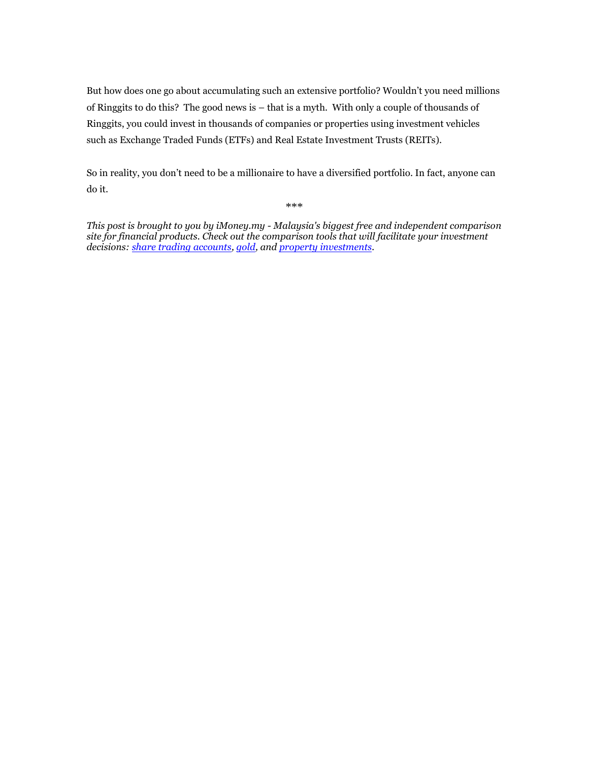But how does one go about accumulating such an extensive portfolio? Wouldn't you need millions of Ringgits to do this? The good news is – that is a myth. With only a couple of thousands of Ringgits, you could invest in thousands of companies or properties using investment vehicles such as Exchange Traded Funds (ETFs) and Real Estate Investment Trusts (REITs).

So in reality, you don't need to be a millionaire to have a diversified portfolio. In fact, anyone can do it.

***

*This post is brought to you by iMoney.my - Malaysia's biggest free and independent comparison site for financial products. Check out the comparison tools that will facilitate your investment decisions: share trading accounts, gold, and property investments.*